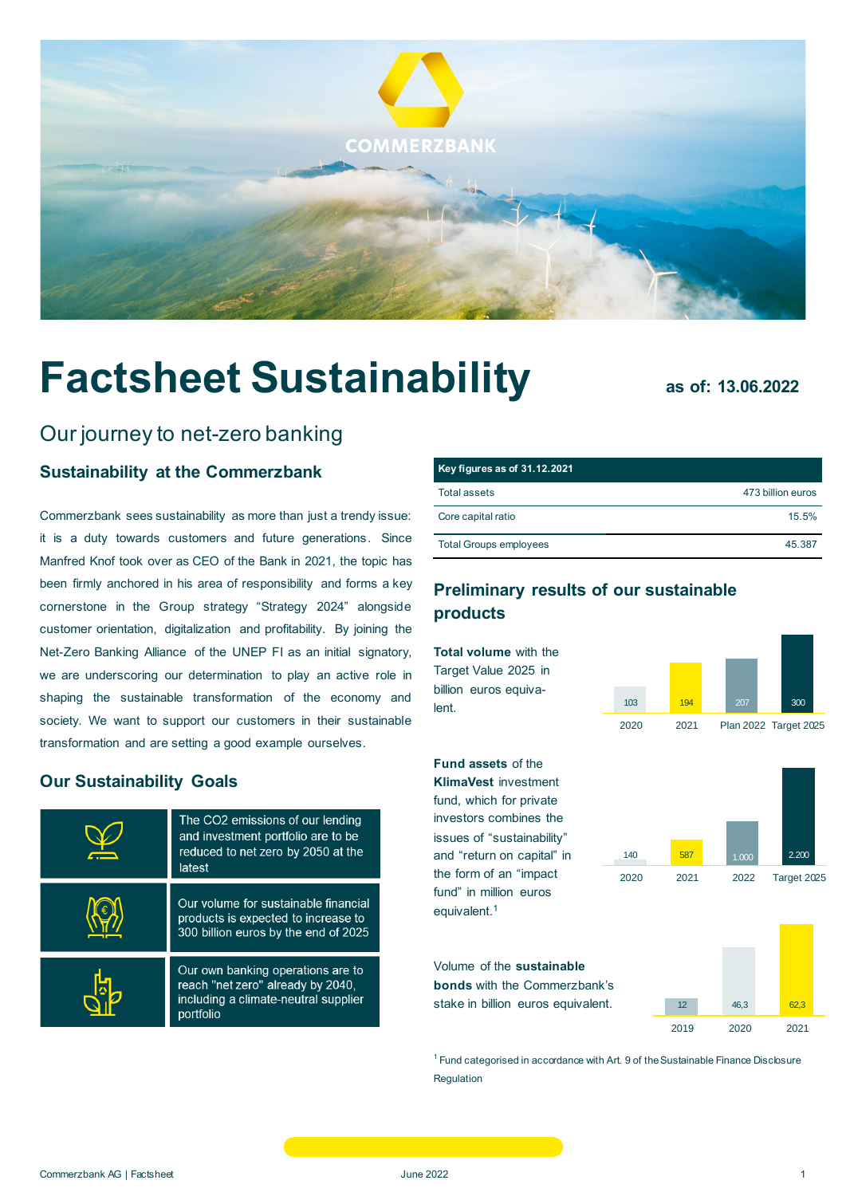# Factsheet Sustainability

as of: 13.06.2022

## Our journey to net-zero banking

### Sustainability at the Commerzbank

Commerzbank sees sustainability as more than just a trendy issue: it is a duty towards customers and future generations. Since Manfred Knof took over as CEO of the Bank in 2021, the topic has been firmly anchored in his area of responsibility and forms a key cornerstone in the Group strategy "Strategy 2024" alongside customer orientation, digitalization and profitability. By joining the Net-Zero Banking Alliance of the UNEP FI as an initial signatory, we are underscoring our determination to play an active role in shaping the sustainable transformation of the economy and society. We want to support our customers in their sustainable transformation and are setting a good example ourselves.

### Our Sustainability Goals

- The CO2 emissions of our lending and investment portfolio are to be reduced to net zero by 2050 at the latest
- Our volume for sustainable financial products is expected to increase to 300 billion euros by the end of 2025
- Our own banking operations are to reach "net zero" already by 2040, including a climate-neutral supplier portfolio

| Key figures as of 31.12.2021 | |
|---|---|
| Total assets | 473 billion euros |
| Core capital ratio | 15.5% |
| Total Groups employees | 45.387 |

### Preliminary results of our sustainable products

**Total volume** with the Target Value 2025 in billion euros equivalent.

| 2020 | 2021 | Plan 2022 | Target 2025 |
|---|---|---|---|
| 103 | 194 | 207 | 300 |

**Fund assets** of the **KlimaVest** investment fund, which for private investors combines the issues of "sustainability" and "return on capital" in the form of an "impact fund" in million euros equivalent.[1]

| 2020 | 2021 | 2022 | Target 2025 |
|---|---|---|---|
| 140 | 587 | 1.000 | 2.200 |

Volume of the **sustainable bonds** with the Commerzbank's stake in billion euros equivalent.

| 2019 | 2020 | 2021 |
|---|---|---|
| 12 | 46,3 | 62,3 |

[1] Fund categorised in accordance with Art. 9 of the Sustainable Finance Disclosure Regulation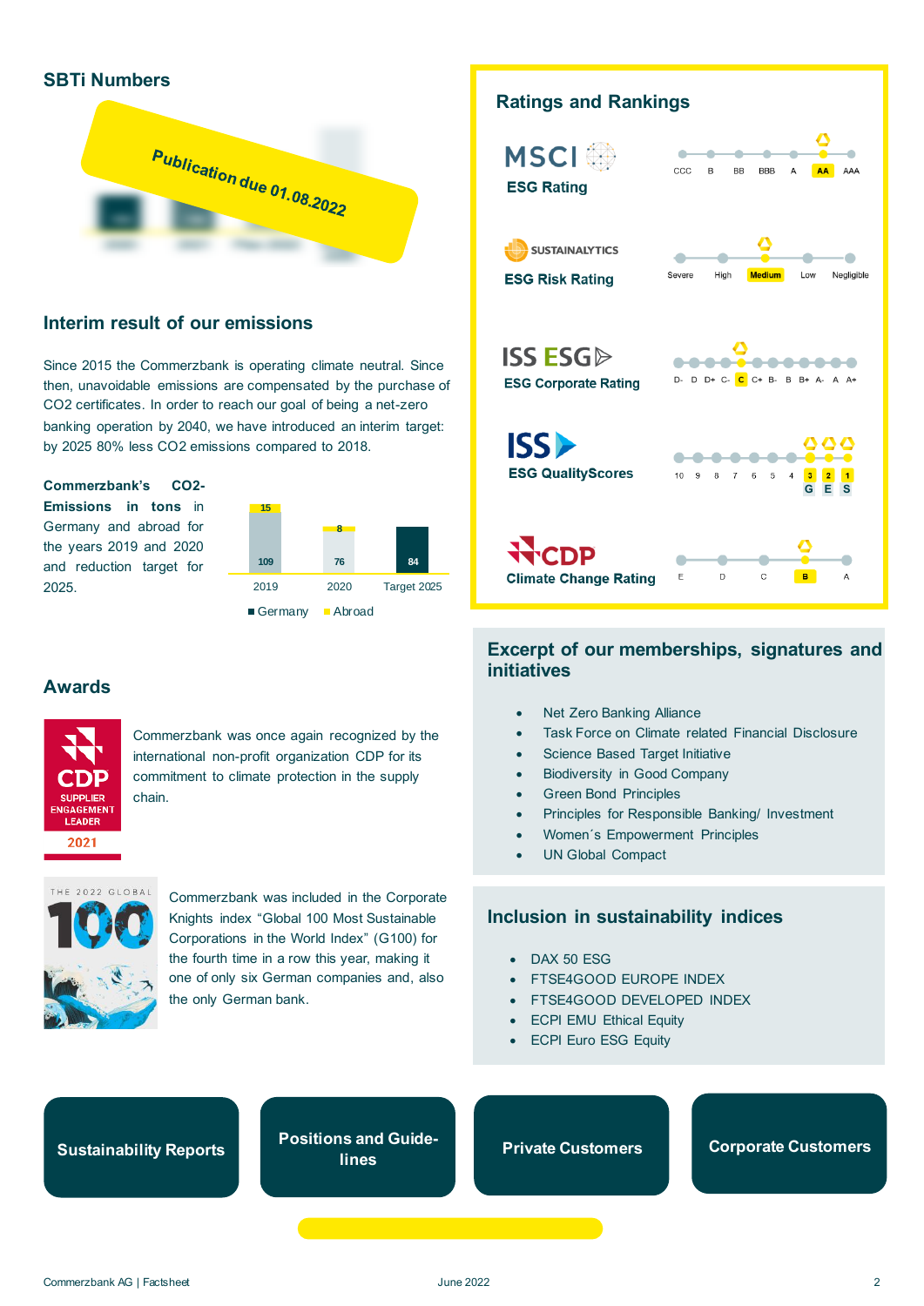## SBTi Numbers

Publication due 01.08.2022

## Interim result of our emissions

Since 2015 the Commerzbank is operating climate neutral. Since then, unavoidable emissions are compensated by the purchase of CO2 certificates. In order to reach our goal of being a net-zero banking operation by 2040, we have introduced an interim target: by 2025 80% less CO2 emissions compared to 2018.

**Commerzbank's CO2-Emissions in tons** in Germany and abroad for the years 2019 and 2020 and reduction target for 2025.

15
109
8
76
84
2019
2020
Target 2025
Germany
Abroad

## Awards

CDP SUPPLIER ENGAGEMENT LEADER 2021

Commerzbank was once again recognized by the international non-profit organization CDP for its commitment to climate protection in the supply chain.

THE 2022 GLOBAL 100

Commerzbank was included in the Corporate Knights index "Global 100 Most Sustainable Corporations in the World Index" (G100) for the fourth time in a row this year, making it one of only six German companies and, also the only German bank.

## Ratings and Rankings

**MSCI ESG Rating**

CCC B BB BBB A **AA** AAA

**SUSTAINALYTICS ESG Risk Rating**

Severe High **Medium** Low Negligible

**ISS ESG ESG Corporate Rating**

D- D D+ C- **C** C+ B- B B+ A- A A+

**ISS ESG QualityScores**

10 9 8 7 6 5 4 **3** **2** **1**

G (3) E (2) S (1)

**CDP Climate Change Rating**

E D C **B** A

## Excerpt of our memberships, signatures and initiatives

- Net Zero Banking Alliance
- Task Force on Climate related Financial Disclosure
- Science Based Target Initiative
- Biodiversity in Good Company
- Green Bond Principles
- Principles for Responsible Banking/ Investment
- Women´s Empowerment Principles
- UN Global Compact

## Inclusion in sustainability indices

- DAX 50 ESG
- FTSE4GOOD EUROPE INDEX
- FTSE4GOOD DEVELOPED INDEX
- ECPI EMU Ethical Equity
- ECPI Euro ESG Equity

**Sustainability Reports** | **Positions and Guide-lines** | **Private Customers** | **Corporate Customers**